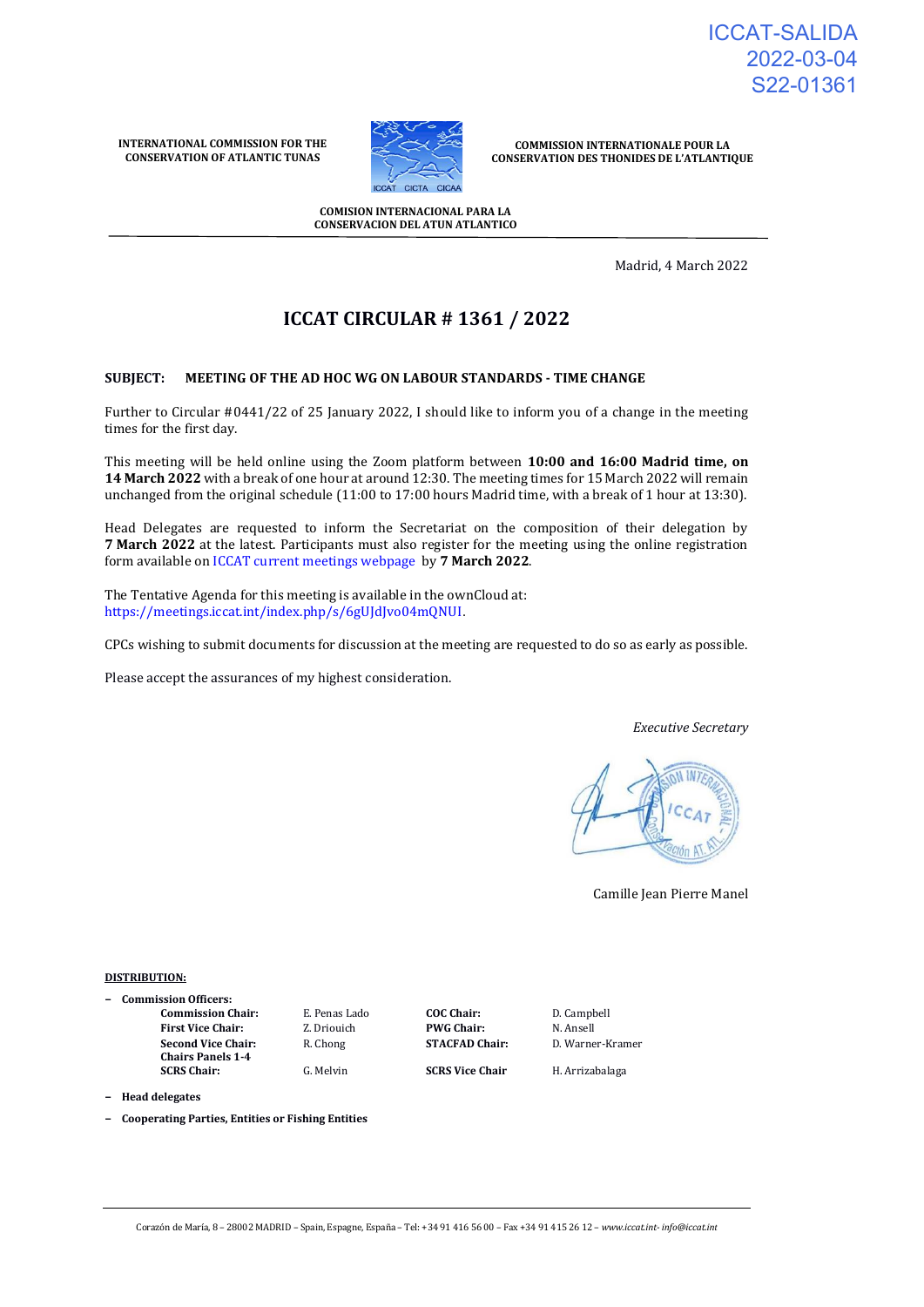ICCAT-SALIDA
2022-03-04
S22-01361

**INTERNATIONAL COMMISSION FOR THE CONSERVATION OF ATLANTIC TUNAS**

**COMMISSION INTERNATIONALE POUR LA CONSERVATION DES THONIDES DE L'ATLANTIQUE**

**COMISION INTERNACIONAL PARA LA CONSERVACION DEL ATUN ATLANTICO**

Madrid, 4 March 2022

# ICCAT CIRCULAR # 1361 / 2022

**SUBJECT: MEETING OF THE AD HOC WG ON LABOUR STANDARDS - TIME CHANGE**

Further to Circular #0441/22 of 25 January 2022, I should like to inform you of a change in the meeting times for the first day.

This meeting will be held online using the Zoom platform between **10:00 and 16:00 Madrid time, on 14 March 2022** with a break of one hour at around 12:30. The meeting times for 15 March 2022 will remain unchanged from the original schedule (11:00 to 17:00 hours Madrid time, with a break of 1 hour at 13:30).

Head Delegates are requested to inform the Secretariat on the composition of their delegation by **7 March 2022** at the latest. Participants must also register for the meeting using the online registration form available on ICCAT current meetings webpage by **7 March 2022**.

The Tentative Agenda for this meeting is available in the ownCloud at: https://meetings.iccat.int/index.php/s/6gUJdJvo04mQNUI.

CPCs wishing to submit documents for discussion at the meeting are requested to do so as early as possible.

Please accept the assurances of my highest consideration.

*Executive Secretary*

Camille Jean Pierre Manel

**DISTRIBUTION:**

- **Commission Officers:**

| | | | |
|---|---|---|---|
| **Commission Chair:** | E. Penas Lado | **COC Chair:** | D. Campbell |
| **First Vice Chair:** | Z. Driouich | **PWG Chair:** | N. Ansell |
| **Second Vice Chair:** | R. Chong | **STACFAD Chair:** | D. Warner-Kramer |
| **Chairs Panels 1-4** | | | |
| **SCRS Chair:** | G. Melvin | **SCRS Vice Chair** | H. Arrizabalaga |

- **Head delegates**
- **Cooperating Parties, Entities or Fishing Entities**

Corazón de María, 8 – 28002 MADRID – Spain, Espagne, España – Tel: +34 91 416 56 00 – Fax +34 91 415 26 12 – *www.iccat.int- info@iccat.int*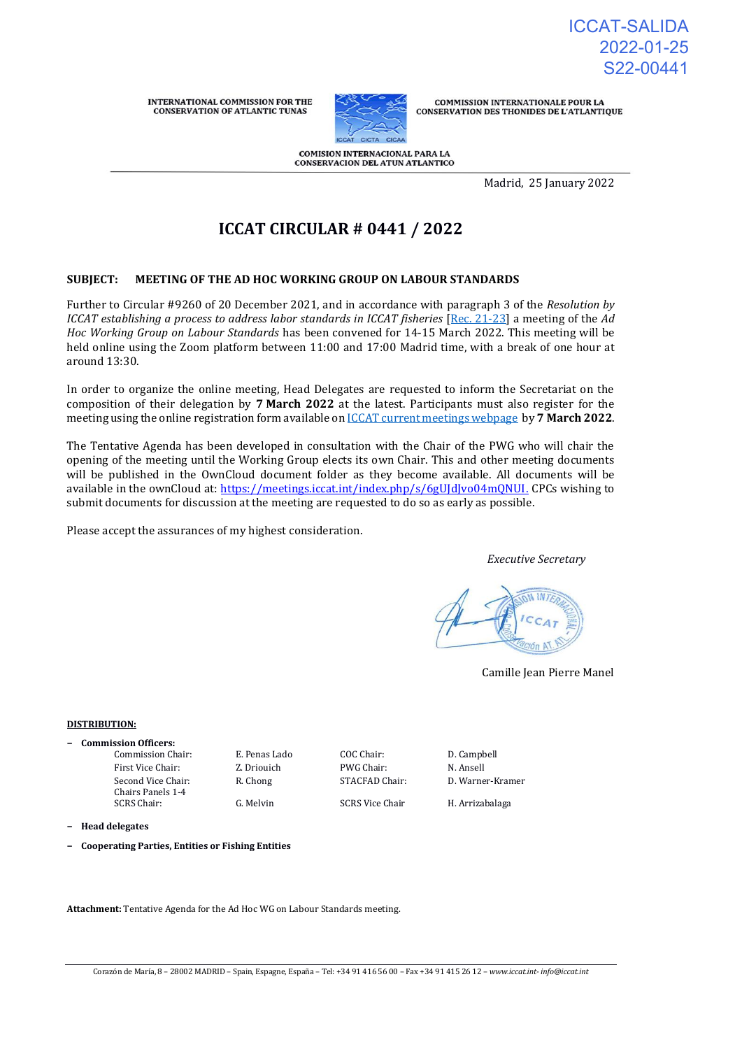ICCAT-SALIDA
2022-01-25
S22-00441

INTERNATIONAL COMMISSION FOR THE CONSERVATION OF ATLANTIC TUNAS

COMMISSION INTERNATIONALE POUR LA CONSERVATION DES THONIDES DE L'ATLANTIQUE

COMISION INTERNACIONAL PARA LA CONSERVACION DEL ATUN ATLANTICO

Madrid, 25 January 2022

# ICCAT CIRCULAR # 0441 / 2022

**SUBJECT: MEETING OF THE AD HOC WORKING GROUP ON LABOUR STANDARDS**

Further to Circular #9260 of 20 December 2021, and in accordance with paragraph 3 of the *Resolution by ICCAT establishing a process to address labor standards in ICCAT fisheries* [Rec. 21-23] a meeting of the *Ad Hoc Working Group on Labour Standards* has been convened for 14-15 March 2022. This meeting will be held online using the Zoom platform between 11:00 and 17:00 Madrid time, with a break of one hour at around 13:30.

In order to organize the online meeting, Head Delegates are requested to inform the Secretariat on the composition of their delegation by **7 March 2022** at the latest. Participants must also register for the meeting using the online registration form available on ICCAT current meetings webpage by **7 March 2022**.

The Tentative Agenda has been developed in consultation with the Chair of the PWG who will chair the opening of the meeting until the Working Group elects its own Chair. This and other meeting documents will be published in the OwnCloud document folder as they become available. All documents will be available in the ownCloud at: https://meetings.iccat.int/index.php/s/6gUJdJvo04mQNUI. CPCs wishing to submit documents for discussion at the meeting are requested to do so as early as possible.

Please accept the assurances of my highest consideration.

*Executive Secretary*

Camille Jean Pierre Manel

**DISTRIBUTION:**

- **Commission Officers:**

| | | | |
|---|---|---|---|
| Commission Chair: | E. Penas Lado | COC Chair: | D. Campbell |
| First Vice Chair: | Z. Driouich | PWG Chair: | N. Ansell |
| Second Vice Chair: | R. Chong | STACFAD Chair: | D. Warner-Kramer |
| Chairs Panels 1-4 | | | |
| SCRS Chair: | G. Melvin | SCRS Vice Chair | H. Arrizabalaga |

- **Head delegates**
- **Cooperating Parties, Entities or Fishing Entities**

**Attachment:** Tentative Agenda for the Ad Hoc WG on Labour Standards meeting.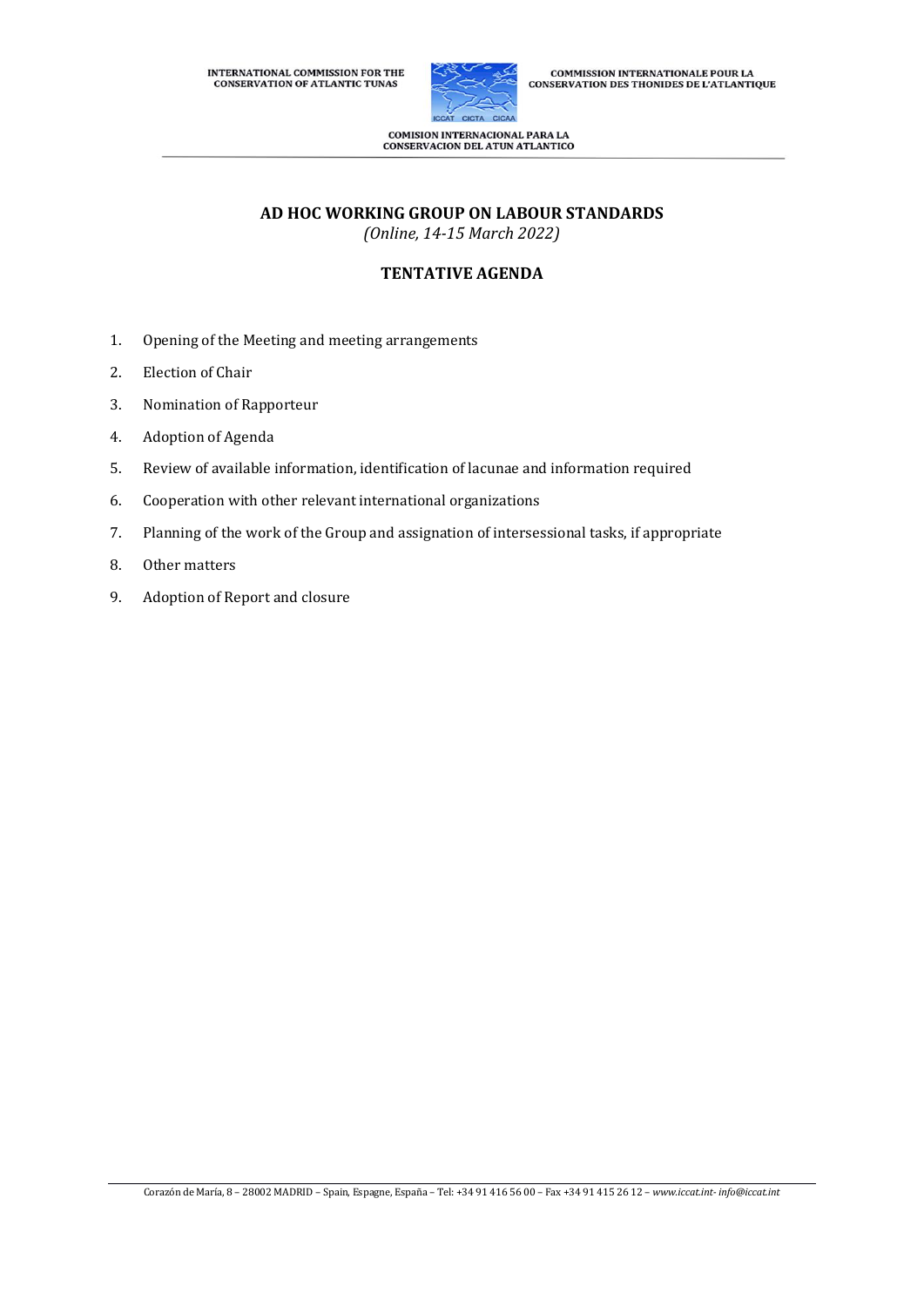# AD HOC WORKING GROUP ON LABOUR STANDARDS

*(Online, 14-15 March 2022)*

## TENTATIVE AGENDA

1. Opening of the Meeting and meeting arrangements
2. Election of Chair
3. Nomination of Rapporteur
4. Adoption of Agenda
5. Review of available information, identification of lacunae and information required
6. Cooperation with other relevant international organizations
7. Planning of the work of the Group and assignation of intersessional tasks, if appropriate
8. Other matters
9. Adoption of Report and closure